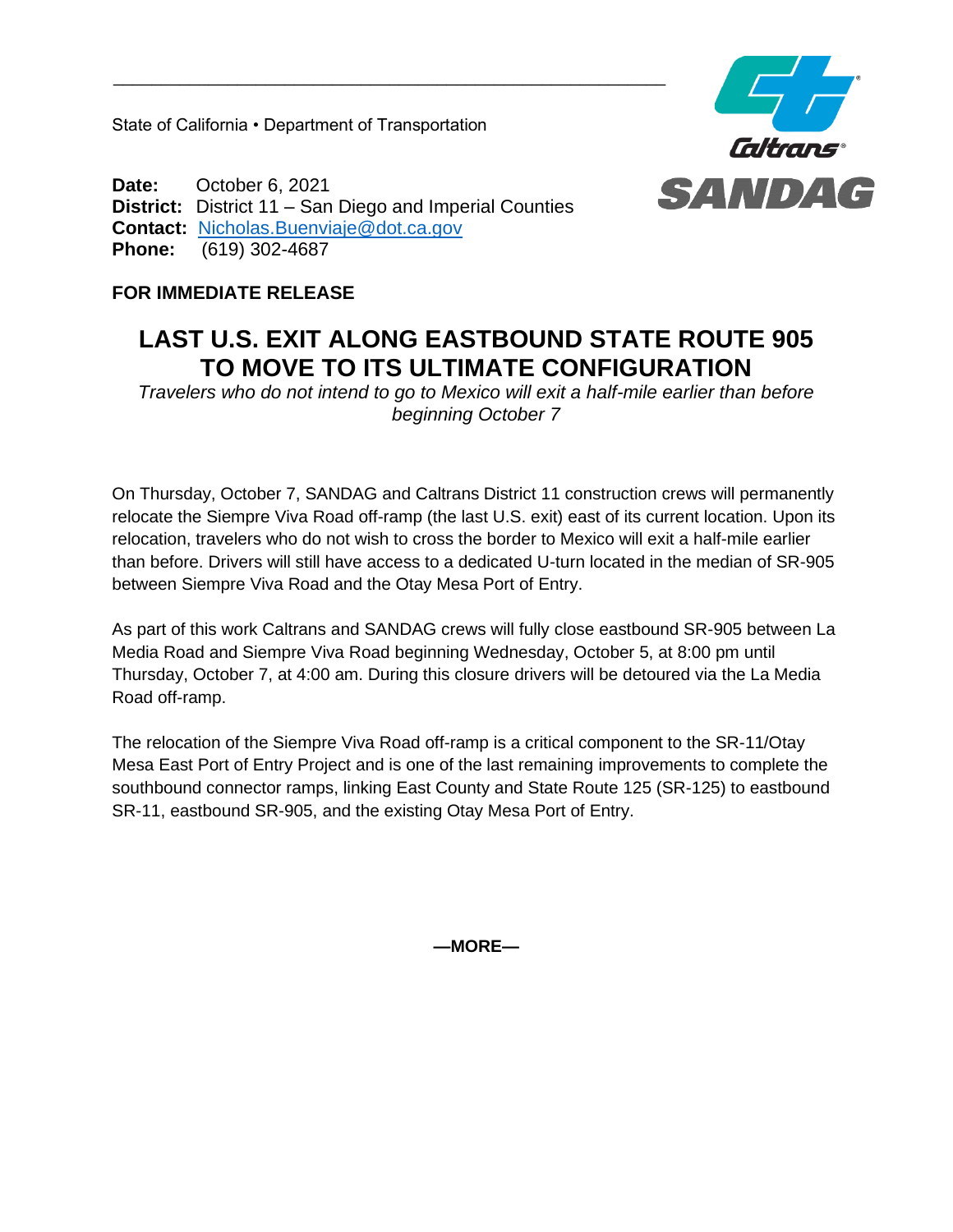State of California • Department of Transportation

**Date:** October 6, 2021
**District:** District 11 – San Diego and Imperial Counties
**Contact:** Nicholas.Buenviaje@dot.ca.gov
**Phone:** (619) 302-4687

**FOR IMMEDIATE RELEASE**

# LAST U.S. EXIT ALONG EASTBOUND STATE ROUTE 905 TO MOVE TO ITS ULTIMATE CONFIGURATION

*Travelers who do not intend to go to Mexico will exit a half-mile earlier than before beginning October 7*

On Thursday, October 7, SANDAG and Caltrans District 11 construction crews will permanently relocate the Siempre Viva Road off-ramp (the last U.S. exit) east of its current location. Upon its relocation, travelers who do not wish to cross the border to Mexico will exit a half-mile earlier than before. Drivers will still have access to a dedicated U-turn located in the median of SR-905 between Siempre Viva Road and the Otay Mesa Port of Entry.

As part of this work Caltrans and SANDAG crews will fully close eastbound SR-905 between La Media Road and Siempre Viva Road beginning Wednesday, October 5, at 8:00 pm until Thursday, October 7, at 4:00 am. During this closure drivers will be detoured via the La Media Road off-ramp.

The relocation of the Siempre Viva Road off-ramp is a critical component to the SR-11/Otay Mesa East Port of Entry Project and is one of the last remaining improvements to complete the southbound connector ramps, linking East County and State Route 125 (SR-125) to eastbound SR-11, eastbound SR-905, and the existing Otay Mesa Port of Entry.

**—MORE—**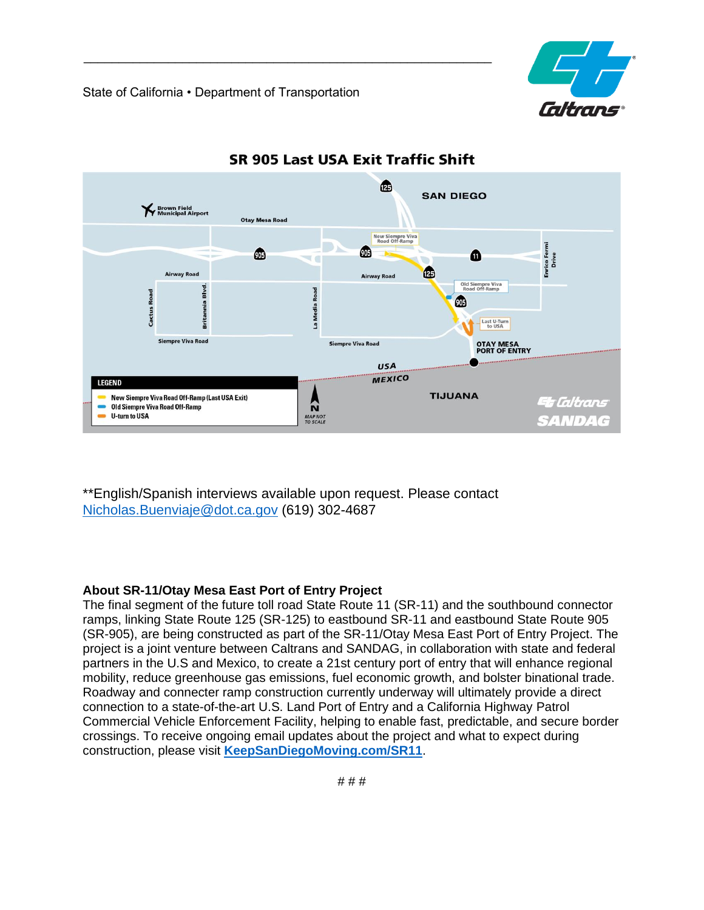State of California • Department of Transportation

## SR 905 Last USA Exit Traffic Shift

SAN DIEGO

Brown Field Municipal Airport

Otay Mesa Road

New Siempre Viva Road Off-Ramp

905

11

125

Airway Road

Old Siempre Viva Road Off-Ramp

Enrico Fermi Drive

Cactus Road

Britannia Blvd.

La Media Road

Last U-Turn to USA

Siempre Viva Road

OTAY MESA PORT OF ENTRY

USA

MEXICO

TIJUANA

LEGEND

New Siempre Viva Road Off-Ramp (Last USA Exit)

Old Siempre Viva Road Off-Ramp

U-turn to USA

N

MAP NOT TO SCALE

Caltrans

SANDAG

**English/Spanish interviews available upon request. Please contact [Nicholas.Buenviaje@dot.ca.gov](mailto:Nicholas.Buenviaje@dot.ca.gov) (619) 302-4687

**About SR-11/Otay Mesa East Port of Entry Project**
The final segment of the future toll road State Route 11 (SR-11) and the southbound connector ramps, linking State Route 125 (SR-125) to eastbound SR-11 and eastbound State Route 905 (SR-905), are being constructed as part of the SR-11/Otay Mesa East Port of Entry Project. The project is a joint venture between Caltrans and SANDAG, in collaboration with state and federal partners in the U.S and Mexico, to create a 21st century port of entry that will enhance regional mobility, reduce greenhouse gas emissions, fuel economic growth, and bolster binational trade. Roadway and connecter ramp construction currently underway will ultimately provide a direct connection to a state-of-the-art U.S. Land Port of Entry and a California Highway Patrol Commercial Vehicle Enforcement Facility, helping to enable fast, predictable, and secure border crossings. To receive ongoing email updates about the project and what to expect during construction, please visit **[KeepSanDiegoMoving.com/SR11](https://KeepSanDiegoMoving.com/SR11)**.

# # #